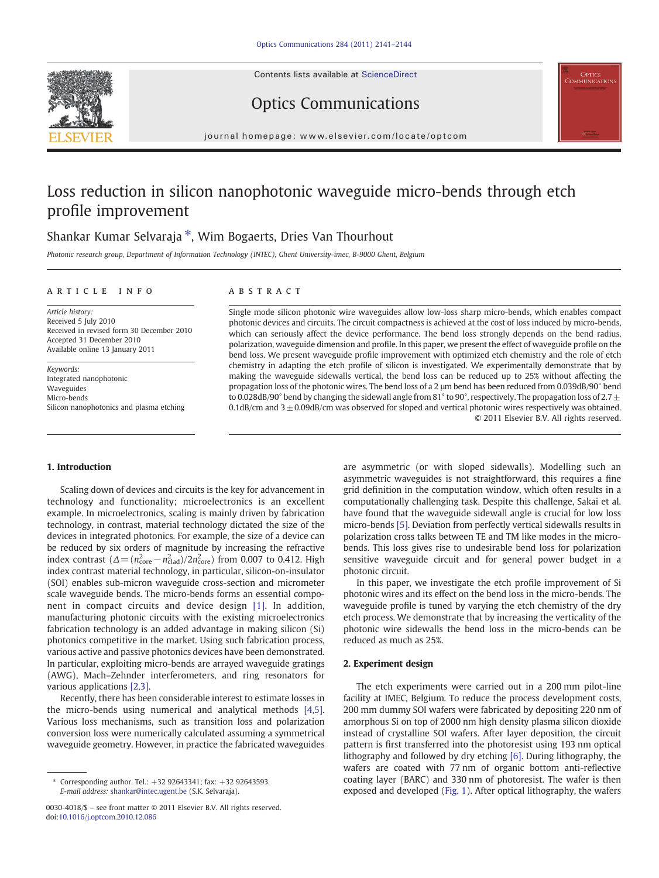# Loss reduction in silicon nanophotonic waveguide micro-bends through etch profile improvement

Shankar Kumar Selvaraja *, Wim Bogaerts, Dries Van Thourhout

*Photonic research group, Department of Information Technology (INTEC), Ghent University-imec, B-9000 Ghent, Belgium*

## ARTICLE INFO

*Article history:*
Received 5 July 2010
Received in revised form 30 December 2010
Accepted 31 December 2010
Available online 13 January 2011

*Keywords:*
Integrated nanophotonic
Waveguides
Micro-bends
Silicon nanophotonics and plasma etching

## ABSTRACT

Single mode silicon photonic wire waveguides allow low-loss sharp micro-bends, which enables compact photonic devices and circuits. The circuit compactness is achieved at the cost of loss induced by micro-bends, which can seriously affect the device performance. The bend loss strongly depends on the bend radius, polarization, waveguide dimension and profile. In this paper, we present the effect of waveguide profile on the bend loss. We present waveguide profile improvement with optimized etch chemistry and the role of etch chemistry in adapting the etch profile of silicon is investigated. We experimentally demonstrate that by making the waveguide sidewalls vertical, the bend loss can be reduced up to 25% without affecting the propagation loss of the photonic wires. The bend loss of a 2 μm bend has been reduced from 0.039dB/90° bend to 0.028dB/90° bend by changing the sidewall angle from 81° to 90°, respectively. The propagation loss of 2.7 ± 0.1dB/cm and 3 ± 0.09dB/cm was observed for sloped and vertical photonic wires respectively was obtained.

© 2011 Elsevier B.V. All rights reserved.

## 1. Introduction

Scaling down of devices and circuits is the key for advancement in technology and functionality; microelectronics is an excellent example. In microelectronics, scaling is mainly driven by fabrication technology, in contrast, material technology dictated the size of the devices in integrated photonics. For example, the size of a device can be reduced by six orders of magnitude by increasing the refractive index contrast ($\Delta = (n_{\text{core}}^2 - n_{\text{clad}}^2)/2n_{\text{core}}^2$) from 0.007 to 0.412. High index contrast material technology, in particular, silicon-on-insulator (SOI) enables sub-micron waveguide cross-section and micrometer scale waveguide bends. The micro-bends forms an essential component in compact circuits and device design [1]. In addition, manufacturing photonic circuits with the existing microelectronics fabrication technology is an added advantage in making silicon (Si) photonics competitive in the market. Using such fabrication process, various active and passive photonics devices have been demonstrated. In particular, exploiting micro-bends are arrayed waveguide gratings (AWG), Mach–Zehnder interferometers, and ring resonators for various applications [2,3].

Recently, there has been considerable interest to estimate losses in the micro-bends using numerical and analytical methods [4,5]. Various loss mechanisms, such as transition loss and polarization conversion loss were numerically calculated assuming a symmetrical waveguide geometry. However, in practice the fabricated waveguides are asymmetric (or with sloped sidewalls). Modelling such an asymmetric waveguides is not straightforward, this requires a fine grid definition in the computation window, which often results in a computationally challenging task. Despite this challenge, Sakai et al. have found that the waveguide sidewall angle is crucial for low loss micro-bends [5]. Deviation from perfectly vertical sidewalls results in polarization cross talks between TE and TM like modes in the micro-bends. This loss gives rise to undesirable bend loss for polarization sensitive waveguide circuit and for general power budget in a photonic circuit.

In this paper, we investigate the etch profile improvement of Si photonic wires and its effect on the bend loss in the micro-bends. The waveguide profile is tuned by varying the etch chemistry of the dry etch process. We demonstrate that by increasing the verticality of the photonic wire sidewalls the bend loss in the micro-bends can be reduced as much as 25%.

## 2. Experiment design

The etch experiments were carried out in a 200 mm pilot-line facility at IMEC, Belgium. To reduce the process development costs, 200 mm dummy SOI wafers were fabricated by depositing 220 nm of amorphous Si on top of 2000 nm high density plasma silicon dioxide instead of crystalline SOI wafers. After layer deposition, the circuit pattern is first transferred into the photoresist using 193 nm optical lithography and followed by dry etching [6]. During lithography, the wafers are coated with 77 nm of organic bottom anti-reflective coating layer (BARC) and 330 nm of photoresist. The wafer is then exposed and developed (Fig. 1). After optical lithography, the wafers

* Corresponding author. Tel.: +32 92643341; fax: +32 92643593.
*E-mail address:* shankar@intec.ugent.be (S.K. Selvaraja).

0030-4018/$ – see front matter © 2011 Elsevier B.V. All rights reserved.
doi:10.1016/j.optcom.2010.12.086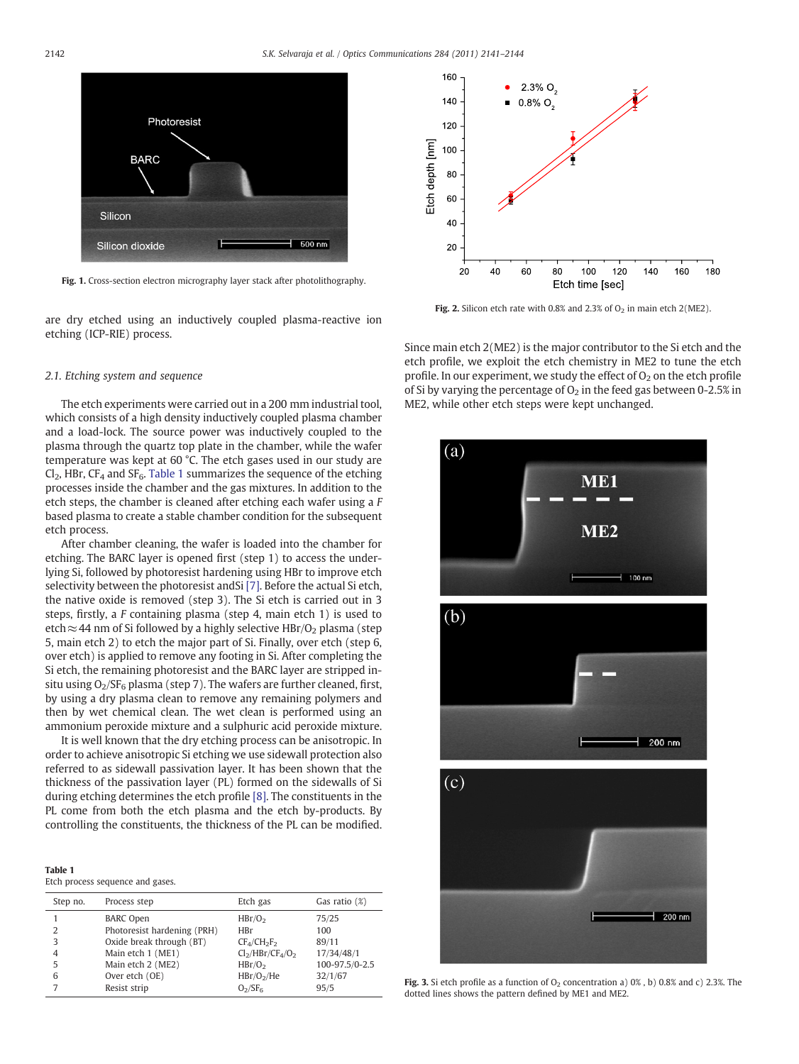Fig. 1. Cross-section electron micrography layer stack after photolithography.

are dry etched using an inductively coupled plasma-reactive ion etching (ICP-RIE) process.

### 2.1. Etching system and sequence

The etch experiments were carried out in a 200 mm industrial tool, which consists of a high density inductively coupled plasma chamber and a load-lock. The source power was inductively coupled to the plasma through the quartz top plate in the chamber, while the wafer temperature was kept at 60 °C. The etch gases used in our study are $Cl_2$, HBr, $CF_4$ and $SF_6$. Table 1 summarizes the sequence of the etching processes inside the chamber and the gas mixtures. In addition to the etch steps, the chamber is cleaned after etching each wafer using a *F* based plasma to create a stable chamber condition for the subsequent etch process.

After chamber cleaning, the wafer is loaded into the chamber for etching. The BARC layer is opened first (step 1) to access the underlying Si, followed by photoresist hardening using HBr to improve etch selectivity between the photoresist andSi [7]. Before the actual Si etch, the native oxide is removed (step 3). The Si etch is carried out in 3 steps, firstly, a *F* containing plasma (step 4, main etch 1) is used to etch ≈ 44 nm of Si followed by a highly selective HBr/$O_2$ plasma (step 5, main etch 2) to etch the major part of Si. Finally, over etch (step 6, over etch) is applied to remove any footing in Si. After completing the Si etch, the remaining photoresist and the BARC layer are stripped in-situ using $O_2$/$SF_6$ plasma (step 7). The wafers are further cleaned, first, by using a dry plasma clean to remove any remaining polymers and then by wet chemical clean. The wet clean is performed using an ammonium peroxide mixture and a sulphuric acid peroxide mixture.

It is well known that the dry etching process can be anisotropic. In order to achieve anisotropic Si etching we use sidewall protection also referred to as sidewall passivation layer. It has been shown that the thickness of the passivation layer (PL) formed on the sidewalls of Si during etching determines the etch profile [8]. The constituents in the PL come from both the etch plasma and the etch by-products. By controlling the constituents, the thickness of the PL can be modified.

**Table 1**
Etch process sequence and gases.

| Step no. | Process step | Etch gas | Gas ratio (%) |
|---|---|---|---|
| 1 | BARC Open | HBr/$O_2$ | 75/25 |
| 2 | Photoresist hardening (PRH) | HBr | 100 |
| 3 | Oxide break through (BT) | $CF_4$/$CH_2F_2$ | 89/11 |
| 4 | Main etch 1 (ME1) | $Cl_2$/HBr/$CF_4$/$O_2$ | 17/34/48/1 |
| 5 | Main etch 2 (ME2) | HBr/$O_2$ | 100-97.5/0-2.5 |
| 6 | Over etch (OE) | HBr/$O_2$/He | 32/1/67 |
| 7 | Resist strip | $O_2$/$SF_6$ | 95/5 |

Fig. 2. Silicon etch rate with 0.8% and 2.3% of $O_2$ in main etch 2(ME2).

Since main etch 2(ME2) is the major contributor to the Si etch and the etch profile, we exploit the etch chemistry in ME2 to tune the etch profile. In our experiment, we study the effect of $O_2$ on the etch profile of Si by varying the percentage of $O_2$ in the feed gas between 0-2.5% in ME2, while other etch steps were kept unchanged.

Fig. 3. Si etch profile as a function of $O_2$ concentration a) 0% , b) 0.8% and c) 2.3%. The dotted lines shows the pattern defined by ME1 and ME2.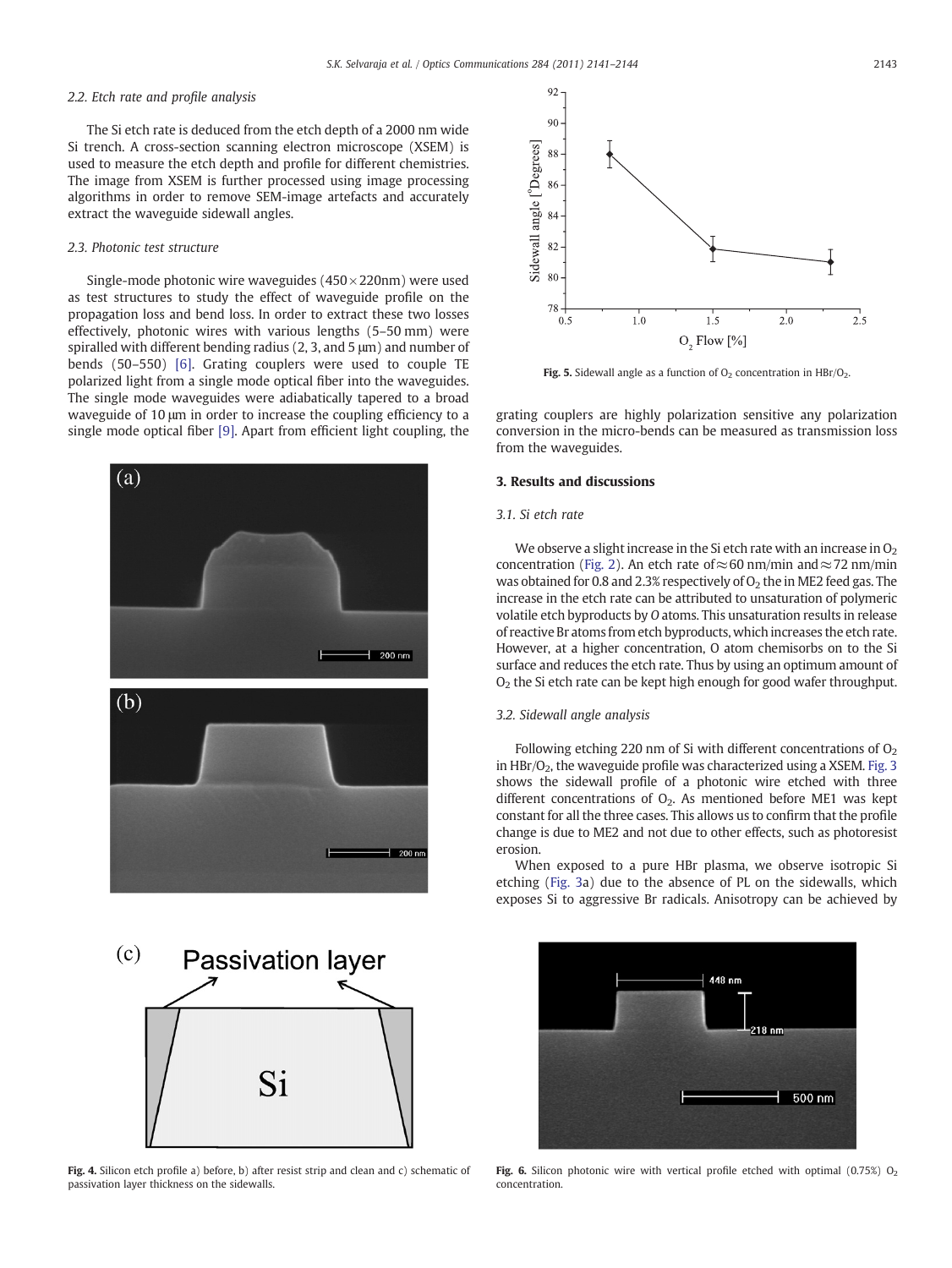### 2.2. Etch rate and profile analysis

The Si etch rate is deduced from the etch depth of a 2000 nm wide Si trench. A cross-section scanning electron microscope (XSEM) is used to measure the etch depth and profile for different chemistries. The image from XSEM is further processed using image processing algorithms in order to remove SEM-image artefacts and accurately extract the waveguide sidewall angles.

### 2.3. Photonic test structure

Single-mode photonic wire waveguides ($450 \times 220$nm) were used as test structures to study the effect of waveguide profile on the propagation loss and bend loss. In order to extract these two losses effectively, photonic wires with various lengths (5–50 mm) were spiralled with different bending radius (2, 3, and 5 μm) and number of bends (50–550) [6]. Grating couplers were used to couple TE polarized light from a single mode optical fiber into the waveguides. The single mode waveguides were adiabatically tapered to a broad waveguide of 10 μm in order to increase the coupling efficiency to a single mode optical fiber [9]. Apart from efficient light coupling, the grating couplers are highly polarization sensitive any polarization conversion in the micro-bends can be measured as transmission loss from the waveguides.

**Fig. 4.** Silicon etch profile a) before, b) after resist strip and clean and c) schematic of passivation layer thickness on the sidewalls.

**Fig. 5.** Sidewall angle as a function of $O_2$ concentration in $HBr/O_2$.

## 3. Results and discussions

### 3.1. Si etch rate

We observe a slight increase in the Si etch rate with an increase in $O_2$ concentration (Fig. 2). An etch rate of ≈60 nm/min and ≈72 nm/min was obtained for 0.8 and 2.3% respectively of $O_2$ the in ME2 feed gas. The increase in the etch rate can be attributed to unsaturation of polymeric volatile etch byproducts by *O* atoms. This unsaturation results in release of reactive Br atoms from etch byproducts, which increases the etch rate. However, at a higher concentration, O atom chemisorbs on to the Si surface and reduces the etch rate. Thus by using an optimum amount of $O_2$ the Si etch rate can be kept high enough for good wafer throughput.

### 3.2. Sidewall angle analysis

Following etching 220 nm of Si with different concentrations of $O_2$ in $HBr/O_2$, the waveguide profile was characterized using a XSEM. Fig. 3 shows the sidewall profile of a photonic wire etched with three different concentrations of $O_2$. As mentioned before ME1 was kept constant for all the three cases. This allows us to confirm that the profile change is due to ME2 and not due to other effects, such as photoresist erosion.

When exposed to a pure HBr plasma, we observe isotropic Si etching (Fig. 3a) due to the absence of PL on the sidewalls, which exposes Si to aggressive Br radicals. Anisotropy can be achieved by

**Fig. 6.** Silicon photonic wire with vertical profile etched with optimal (0.75%) $O_2$ concentration.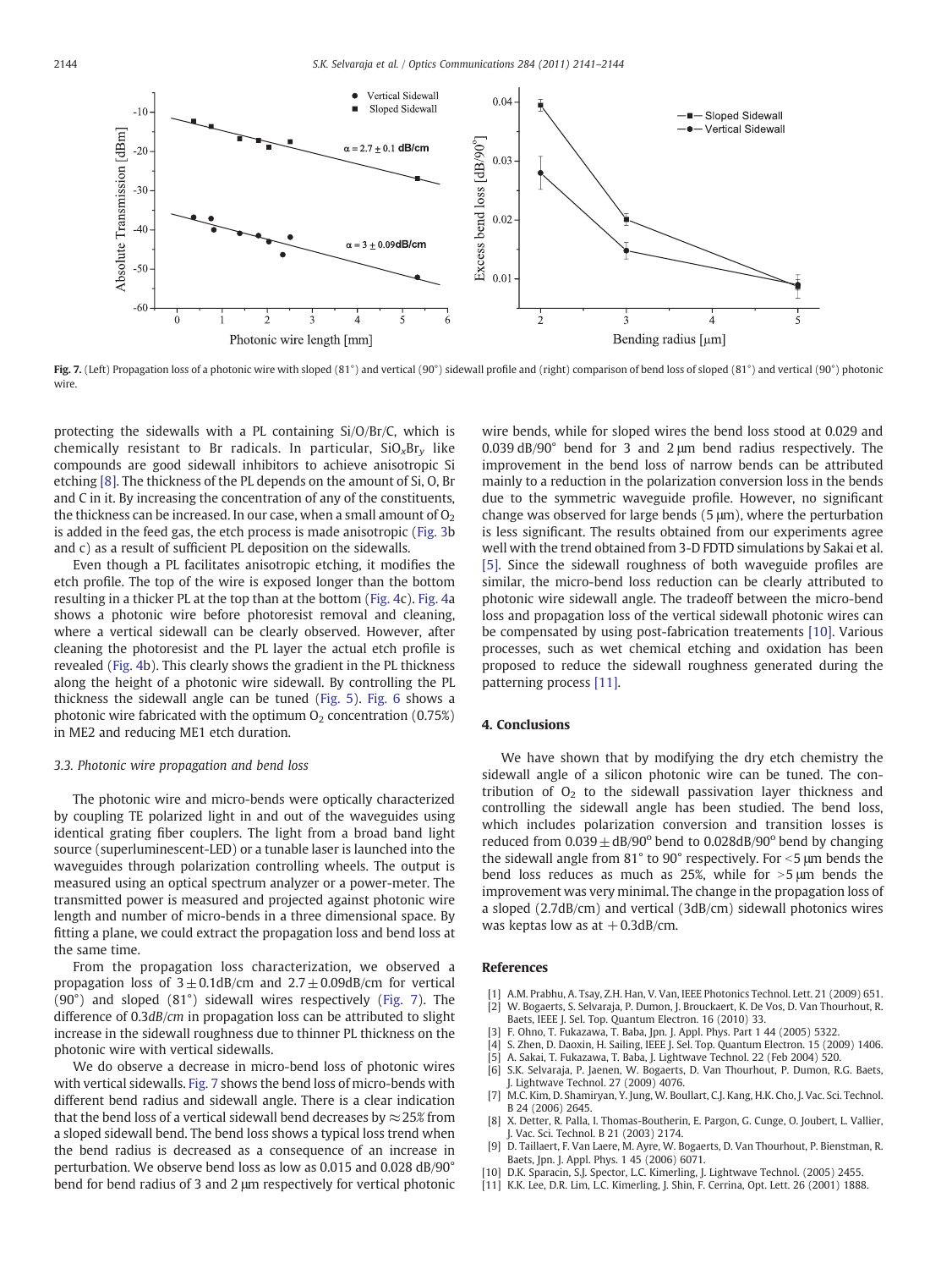Vertical Sidewall
Sloped Sidewall
Absolute Transmission [dBm]
-10
-20
-30
-40
-50
-60
0 1 2 3 4 5 6
Photonic wire length [mm]
$\alpha = 2.7 \pm 0.1$ dB/cm
$\alpha = 3 \pm 0.09$dB/cm

Sloped Sidewall
Vertical Sidewall
Excess bend loss [dB/90°]
0.04
0.03
0.02
0.01
2 3 4 5
Bending radius [μm]

**Fig. 7.** (Left) Propagation loss of a photonic wire with sloped (81°) and vertical (90°) sidewall profile and (right) comparison of bend loss of sloped (81°) and vertical (90°) photonic wire.

protecting the sidewalls with a PL containing Si/O/Br/C, which is chemically resistant to Br radicals. In particular, $SiO_xBr_y$ like compounds are good sidewall inhibitors to achieve anisotropic Si etching [8]. The thickness of the PL depends on the amount of Si, O, Br and C in it. By increasing the concentration of any of the constituents, the thickness can be increased. In our case, when a small amount of $O_2$ is added in the feed gas, the etch process is made anisotropic (Fig. 3b and c) as a result of sufficient PL deposition on the sidewalls.

Even though a PL facilitates anisotropic etching, it modifies the etch profile. The top of the wire is exposed longer than the bottom resulting in a thicker PL at the top than at the bottom (Fig. 4c). Fig. 4a shows a photonic wire before photoresist removal and cleaning, where a vertical sidewall can be clearly observed. However, after cleaning the photoresist and the PL layer the actual etch profile is revealed (Fig. 4b). This clearly shows the gradient in the PL thickness along the height of a photonic wire sidewall. By controlling the PL thickness the sidewall angle can be tuned (Fig. 5). Fig. 6 shows a photonic wire fabricated with the optimum $O_2$ concentration (0.75%) in ME2 and reducing ME1 etch duration.

### 3.3. Photonic wire propagation and bend loss

The photonic wire and micro-bends were optically characterized by coupling TE polarized light in and out of the waveguides using identical grating fiber couplers. The light from a broad band light source (superluminescent-LED) or a tunable laser is launched into the waveguides through polarization controlling wheels. The output is measured using an optical spectrum analyzer or a power-meter. The transmitted power is measured and projected against photonic wire length and number of micro-bends in a three dimensional space. By fitting a plane, we could extract the propagation loss and bend loss at the same time.

From the propagation loss characterization, we observed a propagation loss of $3 \pm 0.1$dB/cm and $2.7 \pm 0.09$dB/cm for vertical (90°) and sloped (81°) sidewall wires respectively (Fig. 7). The difference of 0.3*dB/cm* in propagation loss can be attributed to slight increase in the sidewall roughness due to thinner PL thickness on the photonic wire with vertical sidewalls.

We do observe a decrease in micro-bend loss of photonic wires with vertical sidewalls. Fig. 7 shows the bend loss of micro-bends with different bend radius and sidewall angle. There is a clear indication that the bend loss of a vertical sidewall bend decreases by ≈25% from a sloped sidewall bend. The bend loss shows a typical loss trend when the bend radius is decreased as a consequence of an increase in perturbation. We observe bend loss as low as 0.015 and 0.028 dB/90° bend for bend radius of 3 and 2 μm respectively for vertical photonic wire bends, while for sloped wires the bend loss stood at 0.029 and 0.039 dB/90° bend for 3 and 2 μm bend radius respectively. The improvement in the bend loss of narrow bends can be attributed mainly to a reduction in the polarization conversion loss in the bends due to the symmetric waveguide profile. However, no significant change was observed for large bends (5 μm), where the perturbation is less significant. The results obtained from our experiments agree well with the trend obtained from 3-D FDTD simulations by Sakai et al. [5]. Since the sidewall roughness of both waveguide profiles are similar, the micro-bend loss reduction can be clearly attributed to photonic wire sidewall angle. The tradeoff between the micro-bend loss and propagation loss of the vertical sidewall photonic wires can be compensated by using post-fabrication treatements [10]. Various processes, such as wet chemical etching and oxidation has been proposed to reduce the sidewall roughness generated during the patterning process [11].

## 4. Conclusions

We have shown that by modifying the dry etch chemistry the sidewall angle of a silicon photonic wire can be tuned. The contribution of $O_2$ to the sidewall passivation layer thickness and controlling the sidewall angle has been studied. The bend loss, which includes polarization conversion and transition losses is reduced from $0.039 \pm$ dB/90° bend to 0.028dB/90° bend by changing the sidewall angle from 81° to 90° respectively. For <5 μm bends the bend loss reduces as much as 25%, while for >5 μm bends the improvement was very minimal. The change in the propagation loss of a sloped (2.7dB/cm) and vertical (3dB/cm) sidewall photonics wires was keptas low as at + 0.3dB/cm.

## References

[1] A.M. Prabhu, A. Tsay, Z.H. Han, V. Van, IEEE Photonics Technol. Lett. 21 (2009) 651.
[2] W. Bogaerts, S. Selvaraja, P. Dumon, J. Brouckaert, K. De Vos, D. Van Thourhout, R. Baets, IEEE J. Sel. Top. Quantum Electron. 16 (2010) 33.
[3] F. Ohno, T. Fukazawa, T. Baba, Jpn. J. Appl. Phys. Part 1 44 (2005) 5322.
[4] S. Zhen, D. Daoxin, H. Sailing, IEEE J. Sel. Top. Quantum Electron. 15 (2009) 1406.
[5] A. Sakai, T. Fukazawa, T. Baba, J. Lightwave Technol. 22 (Feb 2004) 520.
[6] S.K. Selvaraja, P. Jaenen, W. Bogaerts, D. Van Thourhout, P. Dumon, R.G. Baets, J. Lightwave Technol. 27 (2009) 4076.
[7] M.C. Kim, D. Shamiryan, Y. Jung, W. Boullart, C.J. Kang, H.K. Cho, J. Vac. Sci. Technol. B 24 (2006) 2645.
[8] X. Detter, R. Palla, I. Thomas-Boutherin, E. Pargon, G. Cunge, O. Joubert, L. Vallier, J. Vac. Sci. Technol. B 21 (2003) 2174.
[9] D. Taillaert, F. Van Laere, M. Ayre, W. Bogaerts, D. Van Thourhout, P. Bienstman, R. Baets, Jpn. J. Appl. Phys. 1 45 (2006) 6071.
[10] D.K. Sparacin, S.J. Spector, L.C. Kimerling, J. Lightwave Technol. (2005) 2455.
[11] K.K. Lee, D.R. Lim, L.C. Kimerling, J. Shin, F. Cerrina, Opt. Lett. 26 (2001) 1888.